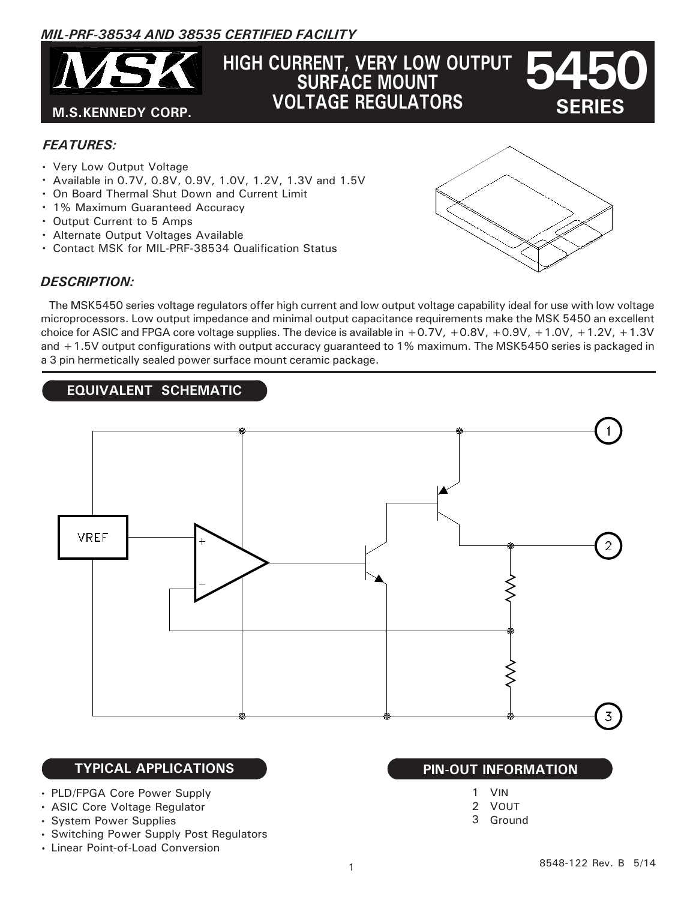*MIL-PRF-38534 AND 38535 CERTIFIED FACILITY*

# HIGH CURRENT, VERY LOW OUTPUT SURFACE MOUNT VOLTAGE REGULATORS

**MSK**
**M.S.KENNEDY CORP.**

**5450 SERIES**

## *FEATURES:*

- Very Low Output Voltage
- Available in 0.7V, 0.8V, 0.9V, 1.0V, 1.2V, 1.3V and 1.5V
- On Board Thermal Shut Down and Current Limit
- 1% Maximum Guaranteed Accuracy
- Output Current to 5 Amps
- Alternate Output Voltages Available
- Contact MSK for MIL-PRF-38534 Qualification Status

## *DESCRIPTION:*

The MSK5450 series voltage regulators offer high current and low output voltage capability ideal for use with low voltage microprocessors. Low output impedance and minimal output capacitance requirements make the MSK 5450 an excellent choice for ASIC and FPGA core voltage supplies. The device is available in +0.7V, +0.8V, +0.9V, +1.0V, +1.2V, +1.3V and +1.5V output configurations with output accuracy guaranteed to 1% maximum. The MSK5450 series is packaged in a 3 pin hermetically sealed power surface mount ceramic package.

## EQUIVALENT SCHEMATIC

VREF

+

−

1

2

3

## TYPICAL APPLICATIONS

- PLD/FPGA Core Power Supply
- ASIC Core Voltage Regulator
- System Power Supplies
- Switching Power Supply Post Regulators
- Linear Point-of-Load Conversion

## PIN-OUT INFORMATION

1 VIN
2 VOUT
3 Ground

8548-122 Rev. B 5/14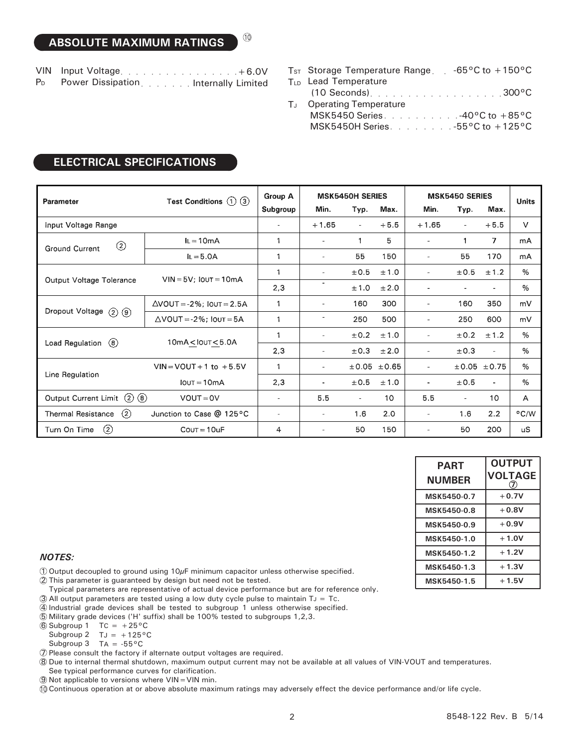## ABSOLUTE MAXIMUM RATINGS ⑩

- VIN Input Voltage . . . . . . . . . . . . . . . . +6.0V
- $P_D$ Power Dissipation . . . . . . . Internally Limited
- $T_{ST}$ Storage Temperature Range . . -65°C to +150°C
- $T_{LD}$ Lead Temperature (10 Seconds) . . . . . . . . . . . . . . . . . 300°C
- $T_J$ Operating Temperature
  - MSK5450 Series . . . . . . . . . . -40°C to +85°C
  - MSK5450H Series . . . . . . . . -55°C to +125°C

## ELECTRICAL SPECIFICATIONS

| Parameter | Test Conditions ① ③ | Group A Subgroup | MSK5450H SERIES Min. | MSK5450H SERIES Typ. | MSK5450H SERIES Max. | MSK5450 SERIES Min. | MSK5450 SERIES Typ. | MSK5450 SERIES Max. | Units |
|---|---|---|---|---|---|---|---|---|---|
| Input Voltage Range | | - | +1.65 | - | +5.5 | +1.65 | - | +5.5 | V |
| Ground Current ② | $I_L$=10mA | 1 | - | 1 | 5 | - | 1 | 7 | mA |
| | $I_L$=5.0A | 1 | - | 55 | 150 | - | 55 | 170 | mA |
| Output Voltage Tolerance | VIN=5V; IOUT=10mA | 1 | - | ±0.5 | ±1.0 | - | ±0.5 | ±1.2 | % |
| | | 2,3 | - | ±1.0 | ±2.0 | - | - | - | % |
| Dropout Voltage ② ⑨ | ΔVOUT=-2%; IOUT=2.5A | 1 | - | 160 | 300 | - | 160 | 350 | mV |
| | ΔVOUT=-2%; IOUT=5A | 1 | - | 250 | 500 | - | 250 | 600 | mV |
| Load Regulation ⑧ | 10mA≤IOUT≤5.0A | 1 | - | ±0.2 | ±1.0 | - | ±0.2 | ±1.2 | % |
| | | 2,3 | - | ±0.3 | ±2.0 | - | ±0.3 | - | % |
| Line Regulation | VIN=VOUT+1 to +5.5V | 1 | - | ±0.05 | ±0.65 | - | ±0.05 | ±0.75 | % |
| | IOUT=10mA | 2,3 | - | ±0.5 | ±1.0 | - | ±0.5 | - | % |
| Output Current Limit ② ⑧ | VOUT=0V | - | 5.5 | - | 10 | 5.5 | - | 10 | A |
| Thermal Resistance ② | Junction to Case @ 125°C | - | - | 1.6 | 2.0 | - | 1.6 | 2.2 | °C/W |
| Turn On Time ② | COUT=10uF | 4 | - | 50 | 150 | - | 50 | 200 | uS |

| PART NUMBER | OUTPUT VOLTAGE ⑦ |
|---|---|
| MSK5450-0.7 | +0.7V |
| MSK5450-0.8 | +0.8V |
| MSK5450-0.9 | +0.9V |
| MSK5450-1.0 | +1.0V |
| MSK5450-1.2 | +1.2V |
| MSK5450-1.3 | +1.3V |
| MSK5450-1.5 | +1.5V |

***NOTES:***

① Output decoupled to ground using 10μF minimum capacitor unless otherwise specified.
② This parameter is guaranteed by design but need not be tested.
Typical parameters are representative of actual device performance but are for reference only.
③ All output parameters are tested using a low duty cycle pulse to maintain $T_J$ = $T_C$.
④ Industrial grade devices shall be tested to subgroup 1 unless otherwise specified.
⑤ Military grade devices ('H' suffix) shall be 100% tested to subgroups 1,2,3.
⑥ Subgroup 1 $T_C$ = +25°C
Subgroup 2 $T_J$ = +125°C
Subgroup 3 $T_A$ = -55°C
⑦ Please consult the factory if alternate output voltages are required.
⑧ Due to internal thermal shutdown, maximum output current may not be available at all values of VIN-VOUT and temperatures.
See typical performance curves for clarification.
⑨ Not applicable to versions where VIN=VIN min.
⑩ Continuous operation at or above absolute maximum ratings may adversely effect the device performance and/or life cycle.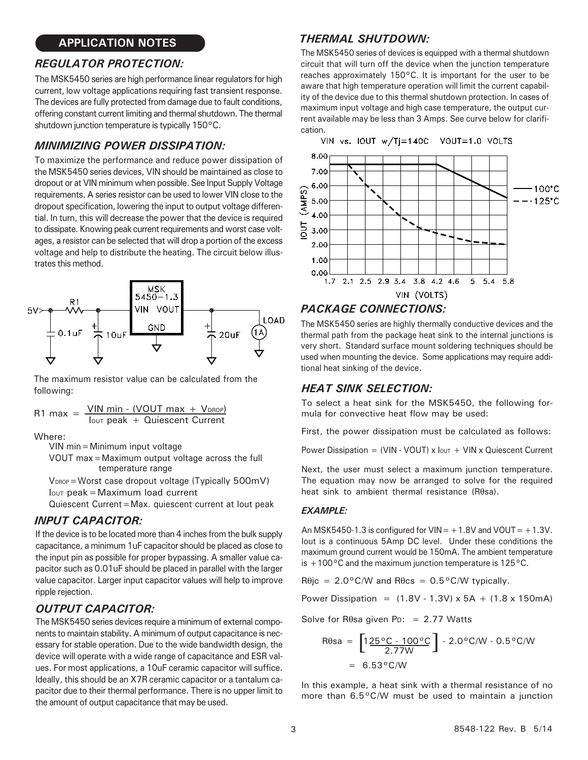## APPLICATION NOTES

### *REGULATOR PROTECTION:*

The MSK5450 series are high performance linear regulators for high current, low voltage applications requiring fast transient response. The devices are fully protected from damage due to fault conditions, offering constant current limiting and thermal shutdown. The thermal shutdown junction temperature is typically 150°C.

### *MINIMIZING POWER DISSIPATION:*

To maximize the performance and reduce power dissipation of the MSK5450 series devices, VIN should be maintained as close to dropout or at VIN minimum when possible. See Input Supply Voltage requirements. A series resistor can be used to lower VIN close to the dropout specification, lowering the input to output voltage differential. In turn, this will decrease the power that the device is required to dissipate. Knowing peak current requirements and worst case voltages, a resistor can be selected that will drop a portion of the excess voltage and help to distribute the heating. The circuit below illustrates this method.

The maximum resistor value can be calculated from the following:

$$R1\ max = \frac{VIN\ min - (VOUT\ max + V_{DROP})}{I_{OUT}\ peak + Quiescent\ Current}$$

Where:

VIN min = Minimum input voltage
VOUT max = Maximum output voltage across the full temperature range
$V_{DROP}$ = Worst case dropout voltage (Typically 500mV)
$I_{OUT}$ peak = Maximum load current
Quiescent Current = Max. quiescent current at Iout peak

### *INPUT CAPACITOR:*

If the device is to be located more than 4 inches from the bulk supply capacitance, a minimum 1uF capacitor should be placed as close to the input pin as possible for proper bypassing. A smaller value capacitor such as 0.01uF should be placed in parallel with the larger value capacitor. Larger input capacitor values will help to improve ripple rejection.

### *OUTPUT CAPACITOR:*

The MSK5450 series devices require a minimum of external components to maintain stability. A minimum of output capacitance is necessary for stable operation. Due to the wide bandwidth design, the device will operate with a wide range of capacitance and ESR values. For most applications, a 10uF ceramic capacitor will suffice. Ideally, this should be an X7R ceramic capacitor or a tantalum capacitor due to their thermal performance. There is no upper limit to the amount of output capacitance that may be used.

### *THERMAL SHUTDOWN:*

The MSK5450 series of devices is equipped with a thermal shutdown circuit that will turn off the device when the junction temperature reaches approximately 150°C. It is important for the user to be aware that high temperature operation will limit the current capability of the device due to this thermal shutdown protection. In cases of maximum input voltage and high case temperature, the output current available may be less than 3 Amps. See curve below for clarification.

### *PACKAGE CONNECTIONS:*

The MSK5450 series are highly thermally conductive devices and the thermal path from the package heat sink to the internal junctions is very short. Standard surface mount soldering techniques should be used when mounting the device. Some applications may require additional heat sinking of the device.

### *HEAT SINK SELECTION:*

To select a heat sink for the MSK5450, the following formula for convective heat flow may be used:

First, the power dissipation must be calculated as follows:

$$\text{Power Dissipation} = (VIN - VOUT) \times I_{OUT} + VIN \times \text{Quiescent Current}$$

Next, the user must select a maximum junction temperature. The equation may now be arranged to solve for the required heat sink to ambient thermal resistance ($R\theta sa$).

#### *EXAMPLE:*

An MSK5450-1.3 is configured for VIN = +1.8V and VOUT = +1.3V. Iout is a continuous 5Amp DC level. Under these conditions the maximum ground current would be 150mA. The ambient temperature is +100°C and the maximum junction temperature is 125°C.

$R\theta jc$ = 2.0°C/W and $R\theta cs$ = 0.5°C/W typically.

Power Dissipation = (1.8V - 1.3V) x 5A + (1.8 x 150mA)

Solve for $R\theta sa$ given $P_D$: = 2.77 Watts

$$R\theta sa = \left[\frac{125°C - 100°C}{2.77W}\right] - 2.0°C/W - 0.5°C/W$$

$$= 6.53°C/W$$

In this example, a heat sink with a thermal resistance of no more than 6.5°C/W must be used to maintain a junction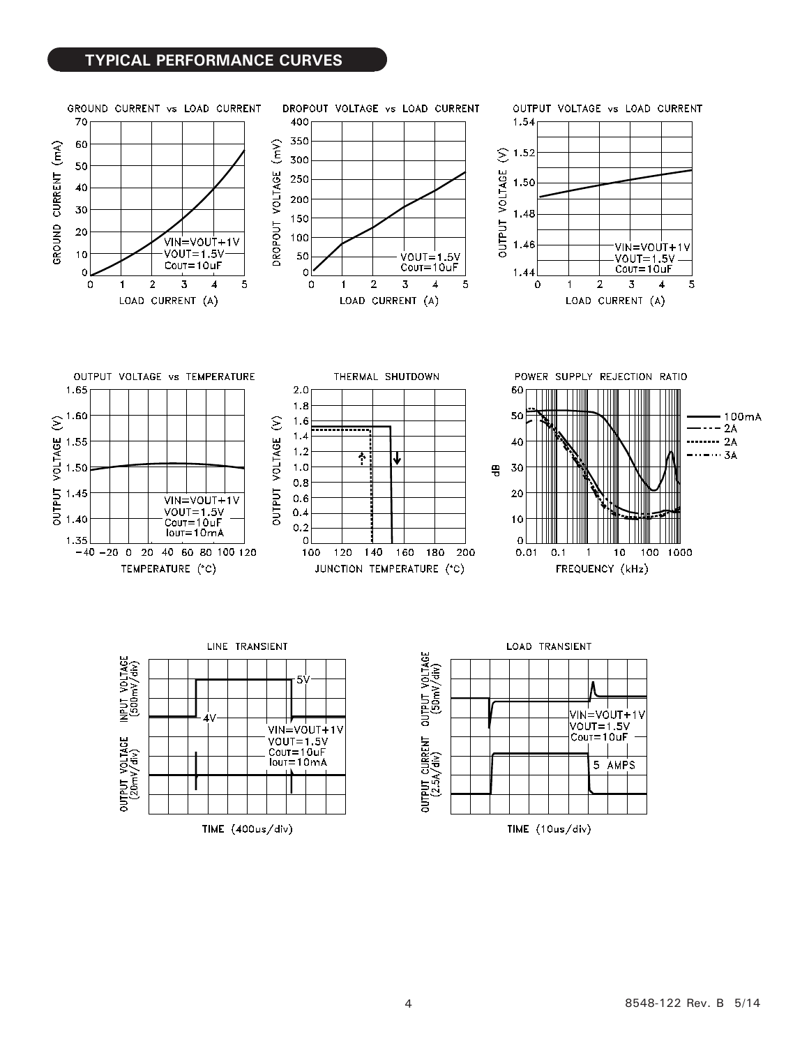## TYPICAL PERFORMANCE CURVES

GROUND CURRENT vs LOAD CURRENT

VIN=VOUT+1V
VOUT=1.5V
COUT=10uF

GROUND CURRENT (mA)

LOAD CURRENT (A)

DROPOUT VOLTAGE vs LOAD CURRENT

VOUT=1.5V
COUT=10uF

DROPOUT VOLTAGE (mV)

LOAD CURRENT (A)

OUTPUT VOLTAGE vs LOAD CURRENT

VIN=VOUT+1V
VOUT=1.5V
COUT=10uF

OUTPUT VOLTAGE (V)

LOAD CURRENT (A)

OUTPUT VOLTAGE vs TEMPERATURE

VIN=VOUT+1V
VOUT=1.5V
COUT=10uF
IOUT=10mA

OUTPUT VOLTAGE (V)

TEMPERATURE (°C)

THERMAL SHUTDOWN

OUTPUT VOLTAGE (V)

JUNCTION TEMPERATURE (°C)

POWER SUPPLY REJECTION RATIO

100mA
2A
2A
3A

dB

FREQUENCY (kHz)

LINE TRANSIENT

INPUT VOLTAGE (500mV/div)

OUTPUT VOLTAGE (20mV/div)

5V
4V

VIN=VOUT+1V
VOUT=1.5V
COUT=10uF
IOUT=10mA

TIME (400us/div)

LOAD TRANSIENT

OUTPUT VOLTAGE (50mV/div)

OUTPUT CURRENT (2.5A/div)

VIN=VOUT+1V
VOUT=1.5V
COUT=10uF

5 AMPS

TIME (10us/div)

8548-122 Rev. B 5/14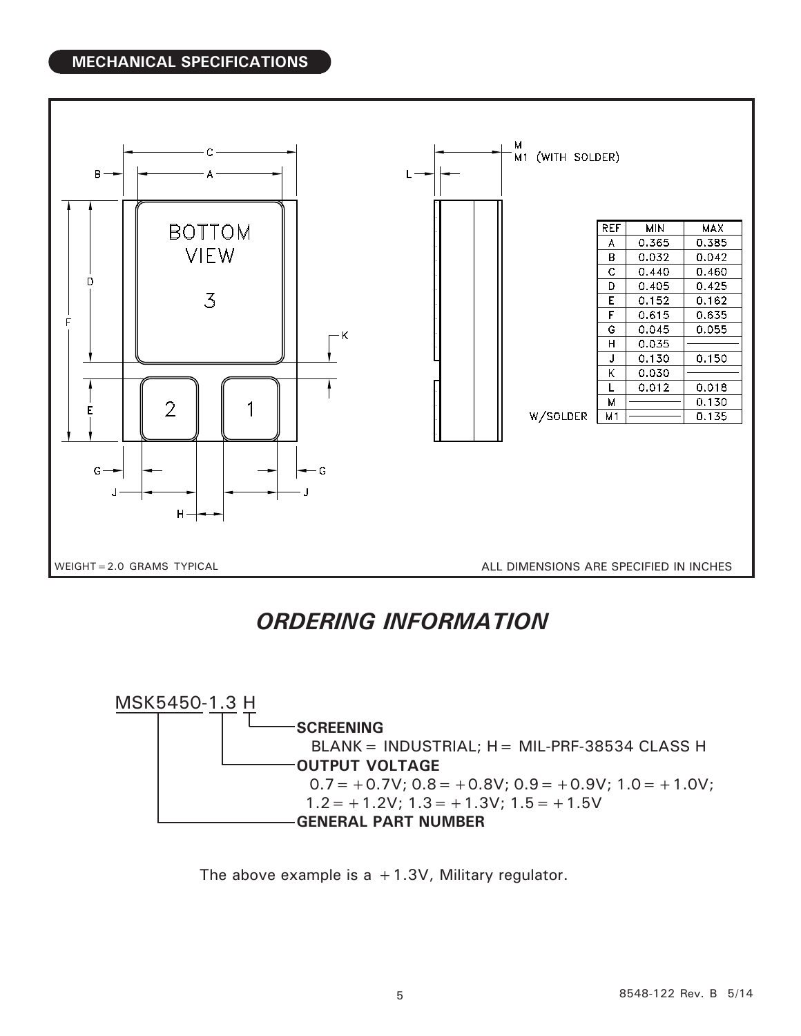## MECHANICAL SPECIFICATIONS

| REF | MIN | MAX |
|---|---|---|
| A | 0.365 | 0.385 |
| B | 0.032 | 0.042 |
| C | 0.440 | 0.460 |
| D | 0.405 | 0.425 |
| E | 0.152 | 0.162 |
| F | 0.615 | 0.635 |
| G | 0.045 | 0.055 |
| H | 0.035 | |
| J | 0.130 | 0.150 |
| K | 0.030 | |
| L | 0.012 | 0.018 |
| M | | 0.130 |
| M1 (W/SOLDER) | | 0.135 |

WEIGHT = 2.0 GRAMS TYPICAL

ALL DIMENSIONS ARE SPECIFIED IN INCHES

# *ORDERING INFORMATION*

MSK5450-1.3 H

**SCREENING**
BLANK = INDUSTRIAL; H = MIL-PRF-38534 CLASS H

**OUTPUT VOLTAGE**
0.7 = +0.7V; 0.8 = +0.8V; 0.9 = +0.9V; 1.0 = +1.0V; 1.2 = +1.2V; 1.3 = +1.3V; 1.5 = +1.5V

**GENERAL PART NUMBER**

The above example is a +1.3V, Military regulator.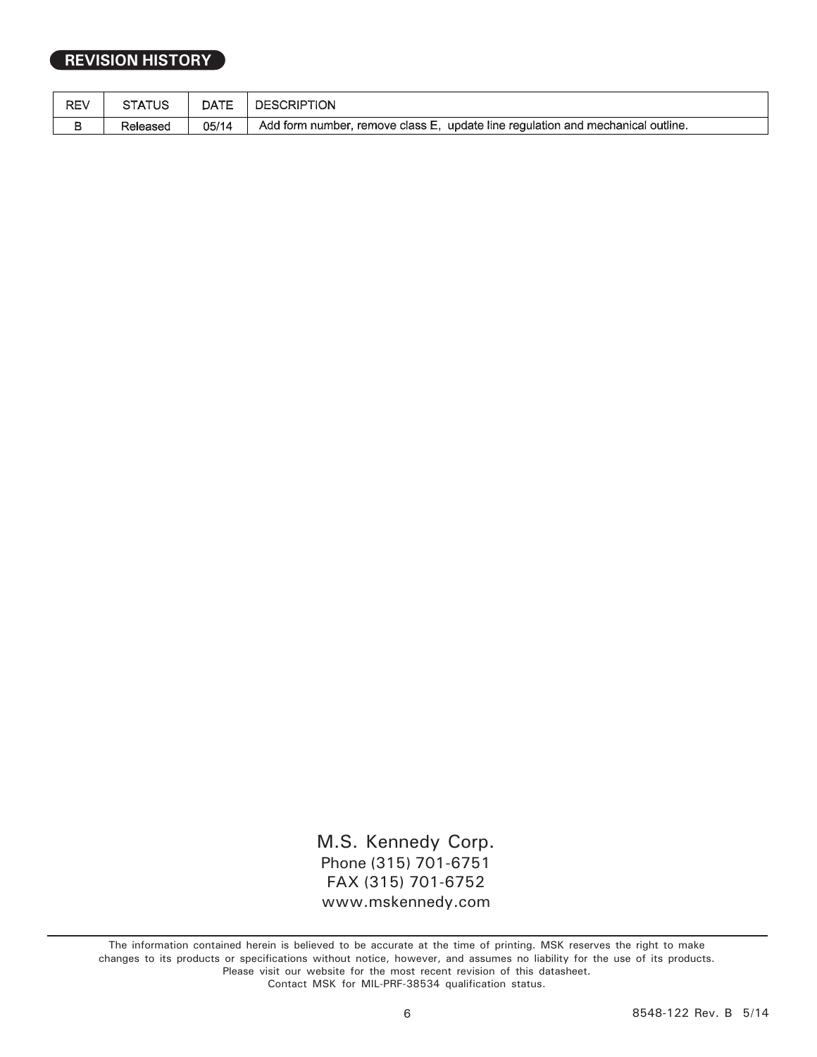## REVISION HISTORY

| REV | STATUS | DATE | DESCRIPTION |
|---|---|---|---|
| B | Released | 05/14 | Add form number, remove class E, update line regulation and mechanical outline. |

M.S. Kennedy Corp.
Phone (315) 701-6751
FAX (315) 701-6752
www.mskennedy.com

The information contained herein is believed to be accurate at the time of printing. MSK reserves the right to make changes to its products or specifications without notice, however, and assumes no liability for the use of its products. Please visit our website for the most recent revision of this datasheet.
Contact MSK for MIL-PRF-38534 qualification status.